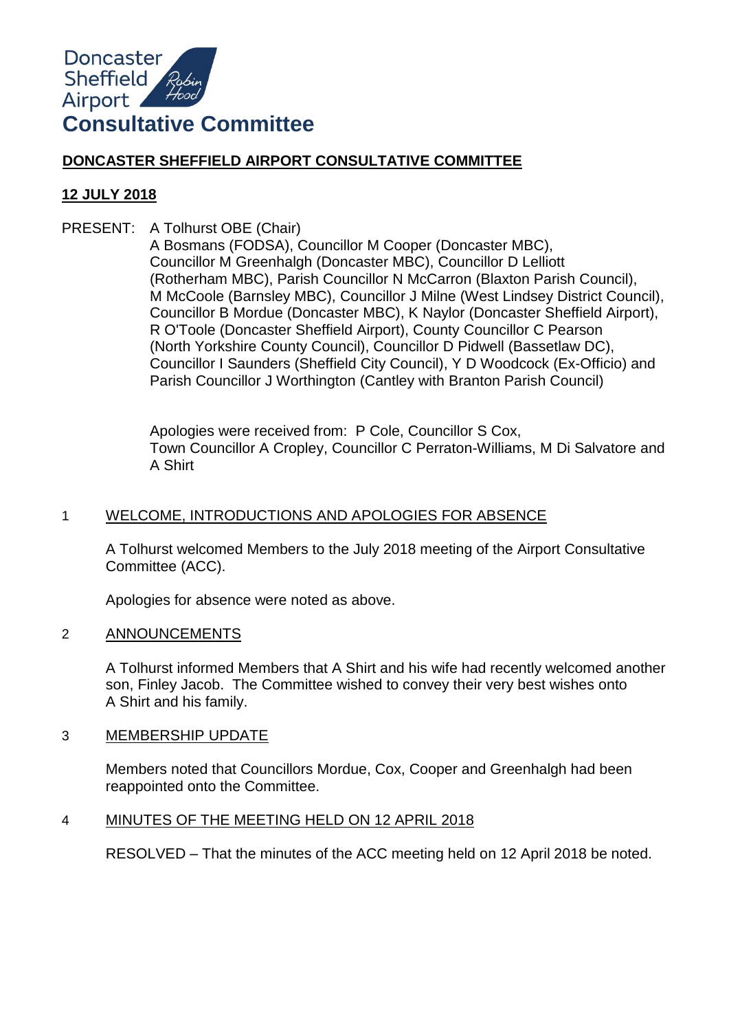# Doncaster Sheffield Airport Consultative Committee

## DONCASTER SHEFFIELD AIRPORT CONSULTATIVE COMMITTEE

**12 JULY 2018**

PRESENT: A Tolhurst OBE (Chair)
A Bosmans (FODSA), Councillor M Cooper (Doncaster MBC), Councillor M Greenhalgh (Doncaster MBC), Councillor D Lelliott (Rotherham MBC), Parish Councillor N McCarron (Blaxton Parish Council), M McCoole (Barnsley MBC), Councillor J Milne (West Lindsey District Council), Councillor B Mordue (Doncaster MBC), K Naylor (Doncaster Sheffield Airport), R O'Toole (Doncaster Sheffield Airport), County Councillor C Pearson (North Yorkshire County Council), Councillor D Pidwell (Bassetlaw DC), Councillor I Saunders (Sheffield City Council), Y D Woodcock (Ex-Officio) and Parish Councillor J Worthington (Cantley with Branton Parish Council)

Apologies were received from: P Cole, Councillor S Cox, Town Councillor A Cropley, Councillor C Perraton-Williams, M Di Salvatore and A Shirt

### 1 WELCOME, INTRODUCTIONS AND APOLOGIES FOR ABSENCE

A Tolhurst welcomed Members to the July 2018 meeting of the Airport Consultative Committee (ACC).

Apologies for absence were noted as above.

### 2 ANNOUNCEMENTS

A Tolhurst informed Members that A Shirt and his wife had recently welcomed another son, Finley Jacob. The Committee wished to convey their very best wishes onto A Shirt and his family.

### 3 MEMBERSHIP UPDATE

Members noted that Councillors Mordue, Cox, Cooper and Greenhalgh had been reappointed onto the Committee.

### 4 MINUTES OF THE MEETING HELD ON 12 APRIL 2018

RESOLVED – That the minutes of the ACC meeting held on 12 April 2018 be noted.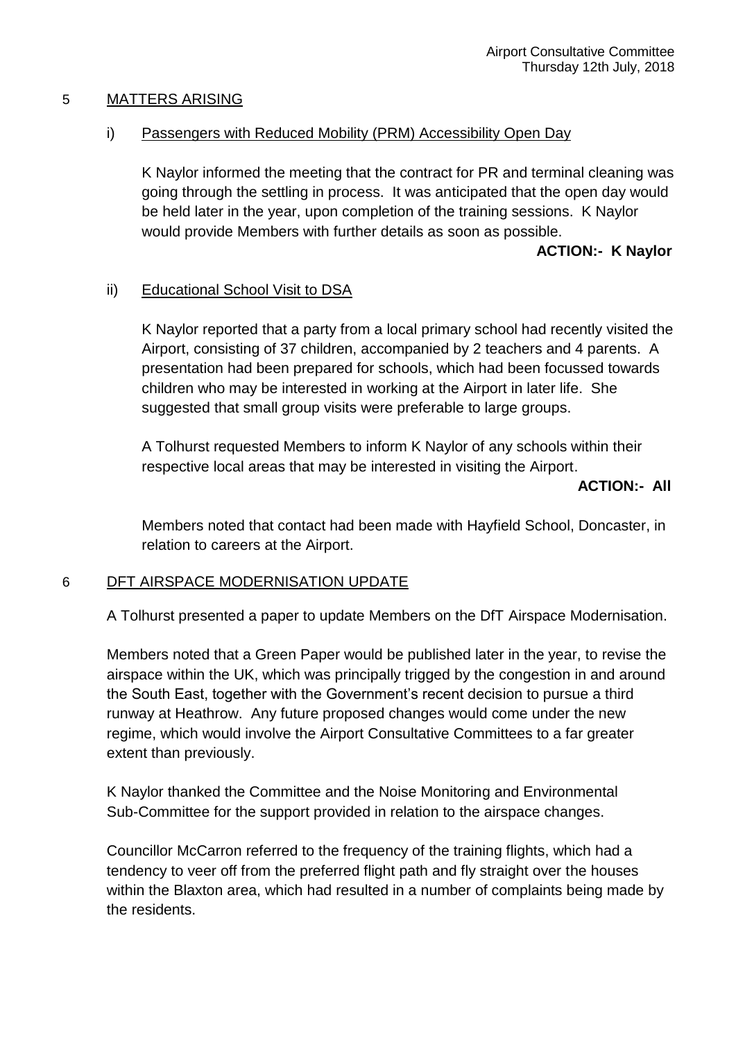## 5 MATTERS ARISING

### i) Passengers with Reduced Mobility (PRM) Accessibility Open Day

K Naylor informed the meeting that the contract for PR and terminal cleaning was going through the settling in process. It was anticipated that the open day would be held later in the year, upon completion of the training sessions. K Naylor would provide Members with further details as soon as possible.

**ACTION:- K Naylor**

### ii) Educational School Visit to DSA

K Naylor reported that a party from a local primary school had recently visited the Airport, consisting of 37 children, accompanied by 2 teachers and 4 parents. A presentation had been prepared for schools, which had been focussed towards children who may be interested in working at the Airport in later life. She suggested that small group visits were preferable to large groups.

A Tolhurst requested Members to inform K Naylor of any schools within their respective local areas that may be interested in visiting the Airport.

**ACTION:- All**

Members noted that contact had been made with Hayfield School, Doncaster, in relation to careers at the Airport.

## 6 DFT AIRSPACE MODERNISATION UPDATE

A Tolhurst presented a paper to update Members on the DfT Airspace Modernisation.

Members noted that a Green Paper would be published later in the year, to revise the airspace within the UK, which was principally trigged by the congestion in and around the South East, together with the Government's recent decision to pursue a third runway at Heathrow. Any future proposed changes would come under the new regime, which would involve the Airport Consultative Committees to a far greater extent than previously.

K Naylor thanked the Committee and the Noise Monitoring and Environmental Sub-Committee for the support provided in relation to the airspace changes.

Councillor McCarron referred to the frequency of the training flights, which had a tendency to veer off from the preferred flight path and fly straight over the houses within the Blaxton area, which had resulted in a number of complaints being made by the residents.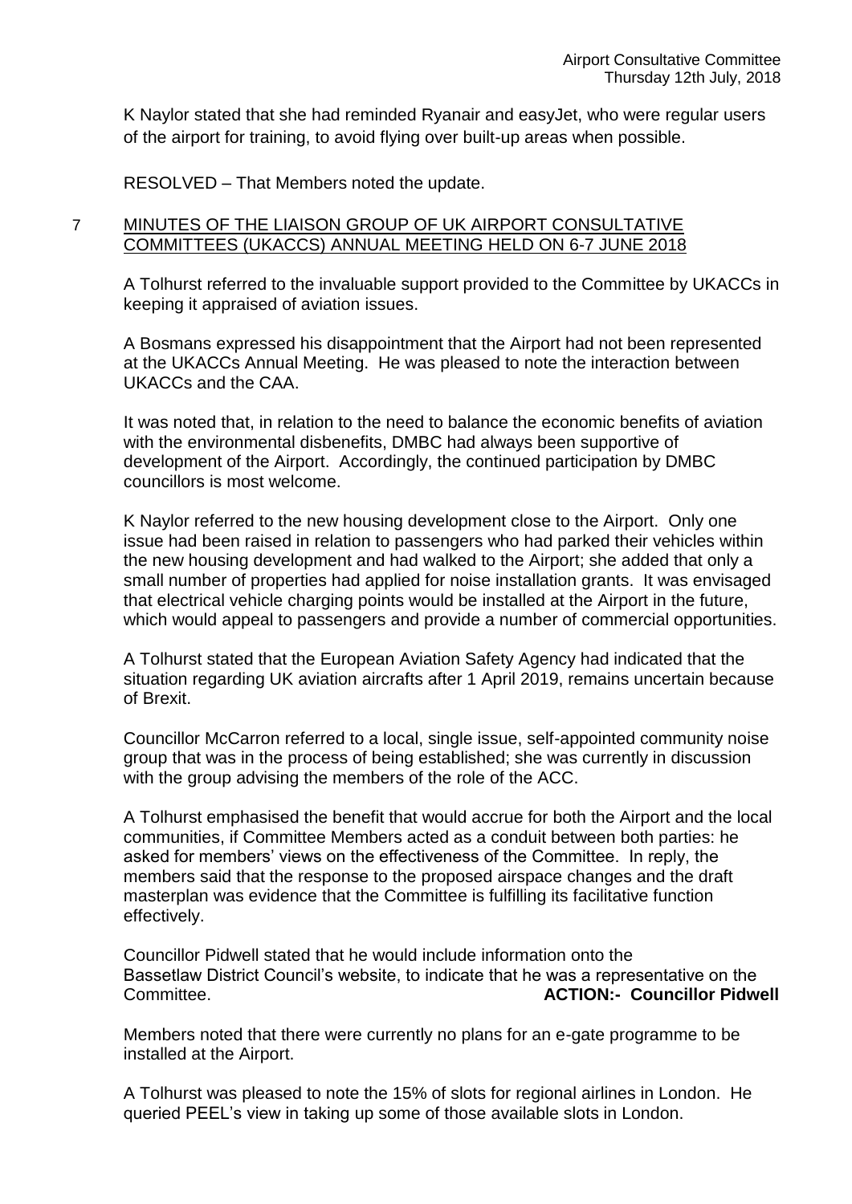K Naylor stated that she had reminded Ryanair and easyJet, who were regular users of the airport for training, to avoid flying over built-up areas when possible.

RESOLVED – That Members noted the update.

## 7 MINUTES OF THE LIAISON GROUP OF UK AIRPORT CONSULTATIVE COMMITTEES (UKACCS) ANNUAL MEETING HELD ON 6-7 JUNE 2018

A Tolhurst referred to the invaluable support provided to the Committee by UKACCs in keeping it appraised of aviation issues.

A Bosmans expressed his disappointment that the Airport had not been represented at the UKACCs Annual Meeting. He was pleased to note the interaction between UKACCs and the CAA.

It was noted that, in relation to the need to balance the economic benefits of aviation with the environmental disbenefits, DMBC had always been supportive of development of the Airport. Accordingly, the continued participation by DMBC councillors is most welcome.

K Naylor referred to the new housing development close to the Airport. Only one issue had been raised in relation to passengers who had parked their vehicles within the new housing development and had walked to the Airport; she added that only a small number of properties had applied for noise installation grants. It was envisaged that electrical vehicle charging points would be installed at the Airport in the future, which would appeal to passengers and provide a number of commercial opportunities.

A Tolhurst stated that the European Aviation Safety Agency had indicated that the situation regarding UK aviation aircrafts after 1 April 2019, remains uncertain because of Brexit.

Councillor McCarron referred to a local, single issue, self-appointed community noise group that was in the process of being established; she was currently in discussion with the group advising the members of the role of the ACC.

A Tolhurst emphasised the benefit that would accrue for both the Airport and the local communities, if Committee Members acted as a conduit between both parties: he asked for members' views on the effectiveness of the Committee. In reply, the members said that the response to the proposed airspace changes and the draft masterplan was evidence that the Committee is fulfilling its facilitative function effectively.

Councillor Pidwell stated that he would include information onto the Bassetlaw District Council's website, to indicate that he was a representative on the Committee. **ACTION:- Councillor Pidwell**

Members noted that there were currently no plans for an e-gate programme to be installed at the Airport.

A Tolhurst was pleased to note the 15% of slots for regional airlines in London. He queried PEEL's view in taking up some of those available slots in London.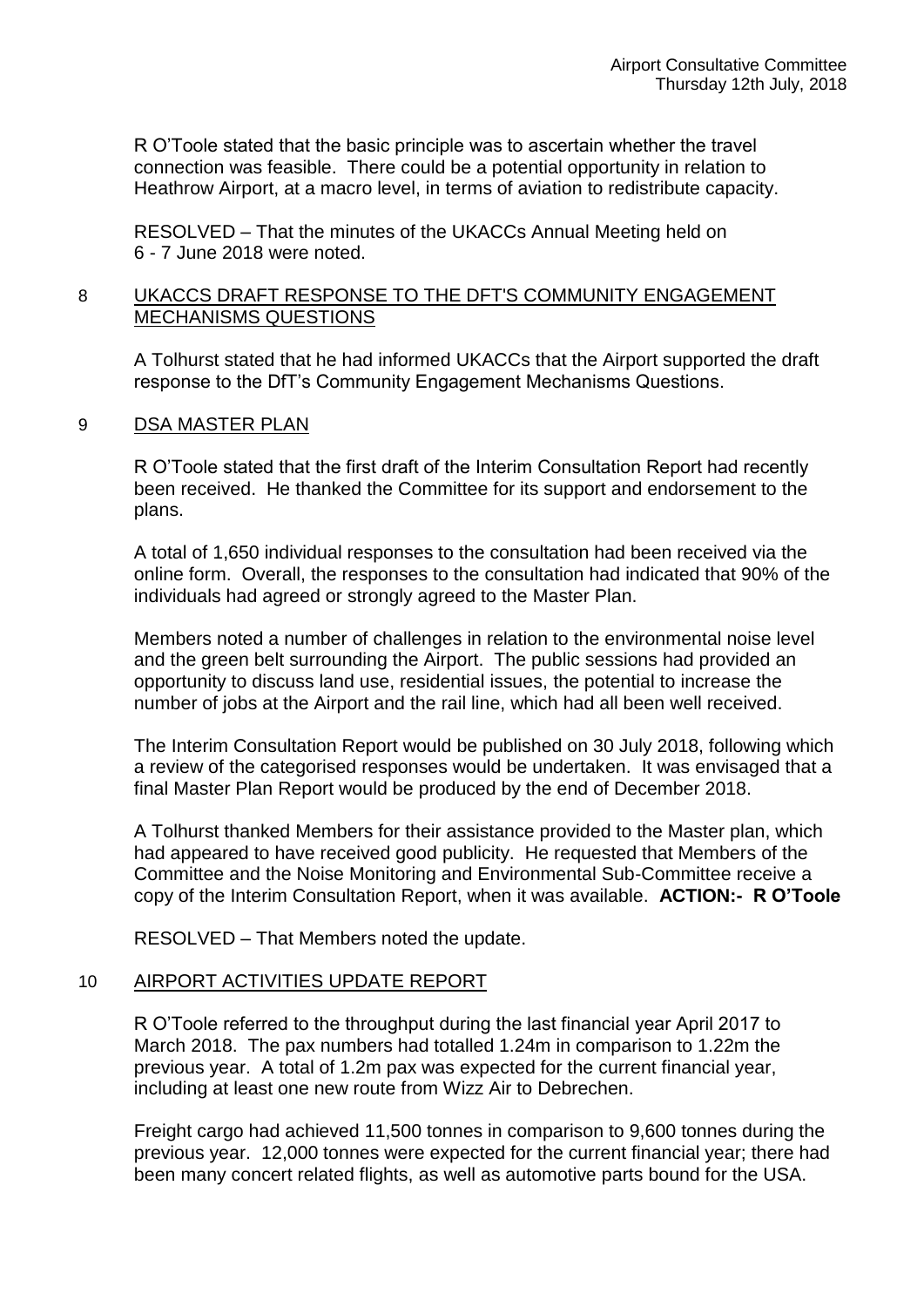R O'Toole stated that the basic principle was to ascertain whether the travel connection was feasible. There could be a potential opportunity in relation to Heathrow Airport, at a macro level, in terms of aviation to redistribute capacity.

RESOLVED – That the minutes of the UKACCs Annual Meeting held on 6 - 7 June 2018 were noted.

## 8 UKACCS DRAFT RESPONSE TO THE DFT'S COMMUNITY ENGAGEMENT MECHANISMS QUESTIONS

A Tolhurst stated that he had informed UKACCs that the Airport supported the draft response to the DfT's Community Engagement Mechanisms Questions.

## 9 DSA MASTER PLAN

R O'Toole stated that the first draft of the Interim Consultation Report had recently been received. He thanked the Committee for its support and endorsement to the plans.

A total of 1,650 individual responses to the consultation had been received via the online form. Overall, the responses to the consultation had indicated that 90% of the individuals had agreed or strongly agreed to the Master Plan.

Members noted a number of challenges in relation to the environmental noise level and the green belt surrounding the Airport. The public sessions had provided an opportunity to discuss land use, residential issues, the potential to increase the number of jobs at the Airport and the rail line, which had all been well received.

The Interim Consultation Report would be published on 30 July 2018, following which a review of the categorised responses would be undertaken. It was envisaged that a final Master Plan Report would be produced by the end of December 2018.

A Tolhurst thanked Members for their assistance provided to the Master plan, which had appeared to have received good publicity. He requested that Members of the Committee and the Noise Monitoring and Environmental Sub-Committee receive a copy of the Interim Consultation Report, when it was available. **ACTION:- R O'Toole**

RESOLVED – That Members noted the update.

## 10 AIRPORT ACTIVITIES UPDATE REPORT

R O'Toole referred to the throughput during the last financial year April 2017 to March 2018. The pax numbers had totalled 1.24m in comparison to 1.22m the previous year. A total of 1.2m pax was expected for the current financial year, including at least one new route from Wizz Air to Debrechen.

Freight cargo had achieved 11,500 tonnes in comparison to 9,600 tonnes during the previous year. 12,000 tonnes were expected for the current financial year; there had been many concert related flights, as well as automotive parts bound for the USA.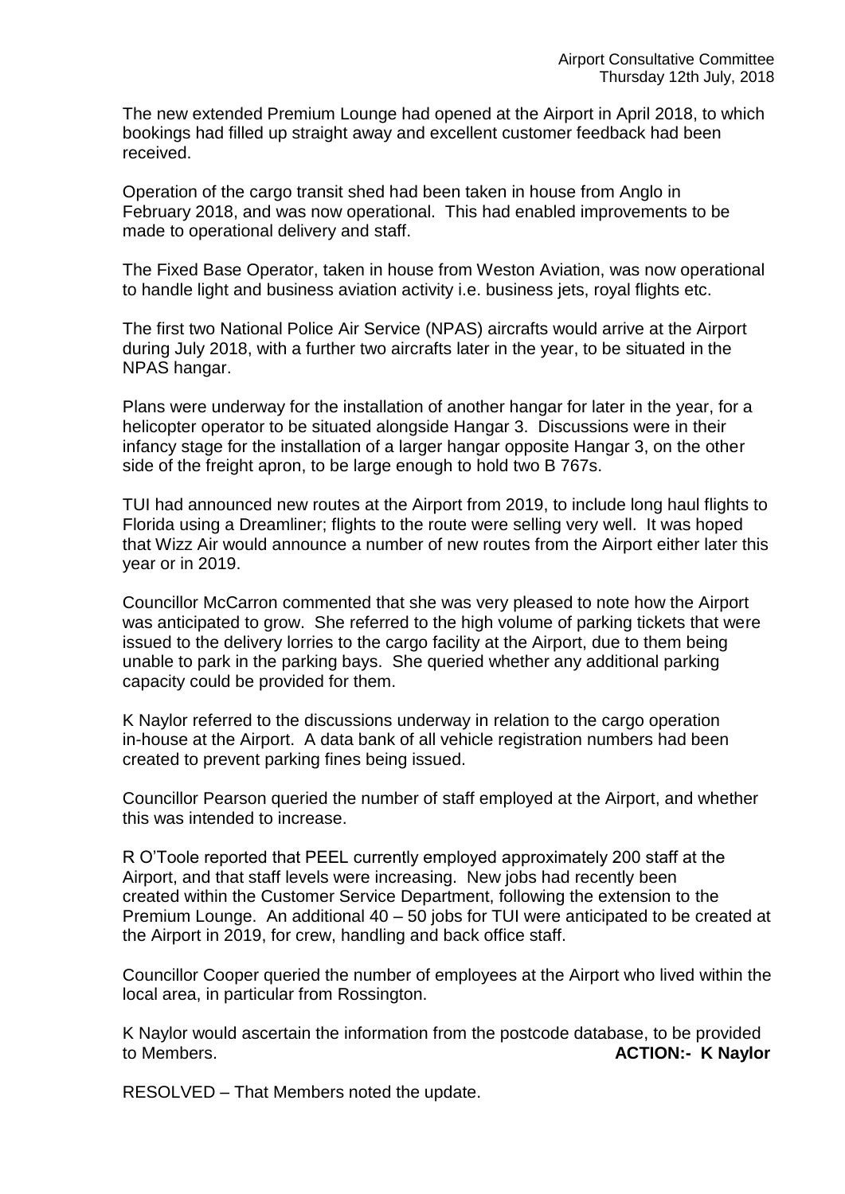The new extended Premium Lounge had opened at the Airport in April 2018, to which bookings had filled up straight away and excellent customer feedback had been received.

Operation of the cargo transit shed had been taken in house from Anglo in February 2018, and was now operational. This had enabled improvements to be made to operational delivery and staff.

The Fixed Base Operator, taken in house from Weston Aviation, was now operational to handle light and business aviation activity i.e. business jets, royal flights etc.

The first two National Police Air Service (NPAS) aircrafts would arrive at the Airport during July 2018, with a further two aircrafts later in the year, to be situated in the NPAS hangar.

Plans were underway for the installation of another hangar for later in the year, for a helicopter operator to be situated alongside Hangar 3. Discussions were in their infancy stage for the installation of a larger hangar opposite Hangar 3, on the other side of the freight apron, to be large enough to hold two B 767s.

TUI had announced new routes at the Airport from 2019, to include long haul flights to Florida using a Dreamliner; flights to the route were selling very well. It was hoped that Wizz Air would announce a number of new routes from the Airport either later this year or in 2019.

Councillor McCarron commented that she was very pleased to note how the Airport was anticipated to grow. She referred to the high volume of parking tickets that were issued to the delivery lorries to the cargo facility at the Airport, due to them being unable to park in the parking bays. She queried whether any additional parking capacity could be provided for them.

K Naylor referred to the discussions underway in relation to the cargo operation in-house at the Airport. A data bank of all vehicle registration numbers had been created to prevent parking fines being issued.

Councillor Pearson queried the number of staff employed at the Airport, and whether this was intended to increase.

R O'Toole reported that PEEL currently employed approximately 200 staff at the Airport, and that staff levels were increasing. New jobs had recently been created within the Customer Service Department, following the extension to the Premium Lounge. An additional 40 – 50 jobs for TUI were anticipated to be created at the Airport in 2019, for crew, handling and back office staff.

Councillor Cooper queried the number of employees at the Airport who lived within the local area, in particular from Rossington.

K Naylor would ascertain the information from the postcode database, to be provided to Members. **ACTION:- K Naylor**

RESOLVED – That Members noted the update.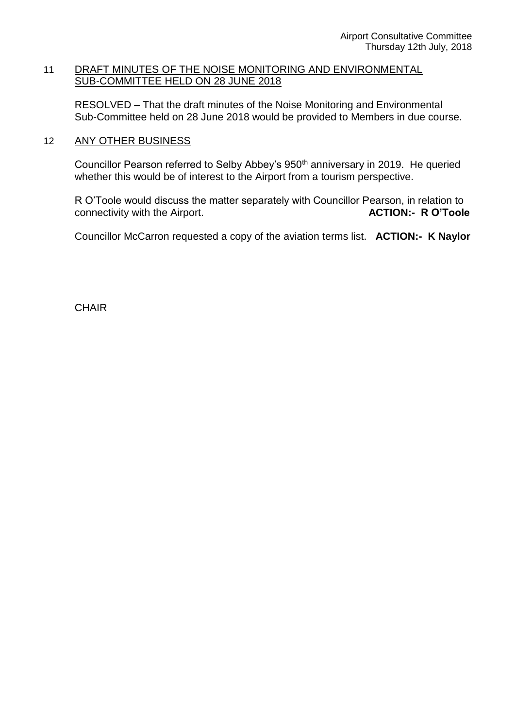## 11 DRAFT MINUTES OF THE NOISE MONITORING AND ENVIRONMENTAL SUB-COMMITTEE HELD ON 28 JUNE 2018

RESOLVED – That the draft minutes of the Noise Monitoring and Environmental Sub-Committee held on 28 June 2018 would be provided to Members in due course.

## 12 ANY OTHER BUSINESS

Councillor Pearson referred to Selby Abbey's 950th anniversary in 2019. He queried whether this would be of interest to the Airport from a tourism perspective.

R O'Toole would discuss the matter separately with Councillor Pearson, in relation to connectivity with the Airport. **ACTION:- R O'Toole**

Councillor McCarron requested a copy of the aviation terms list. **ACTION:- K Naylor**

CHAIR